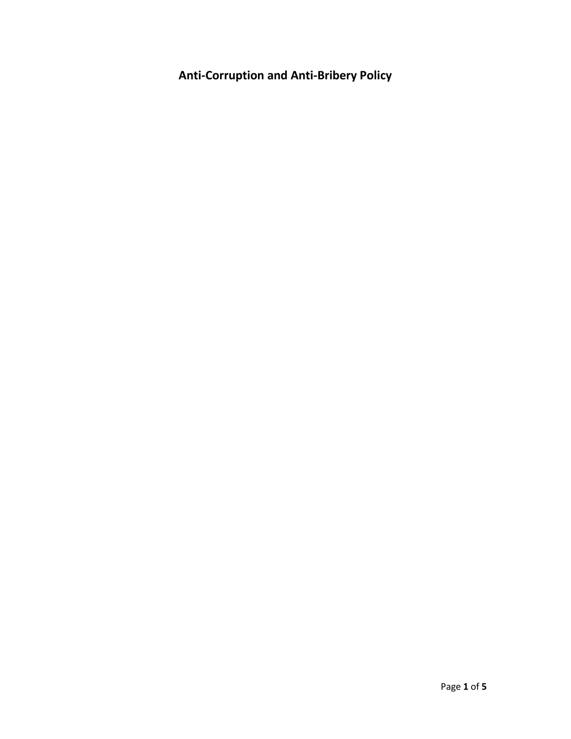# Anti-Corruption and Anti-Bribery Policy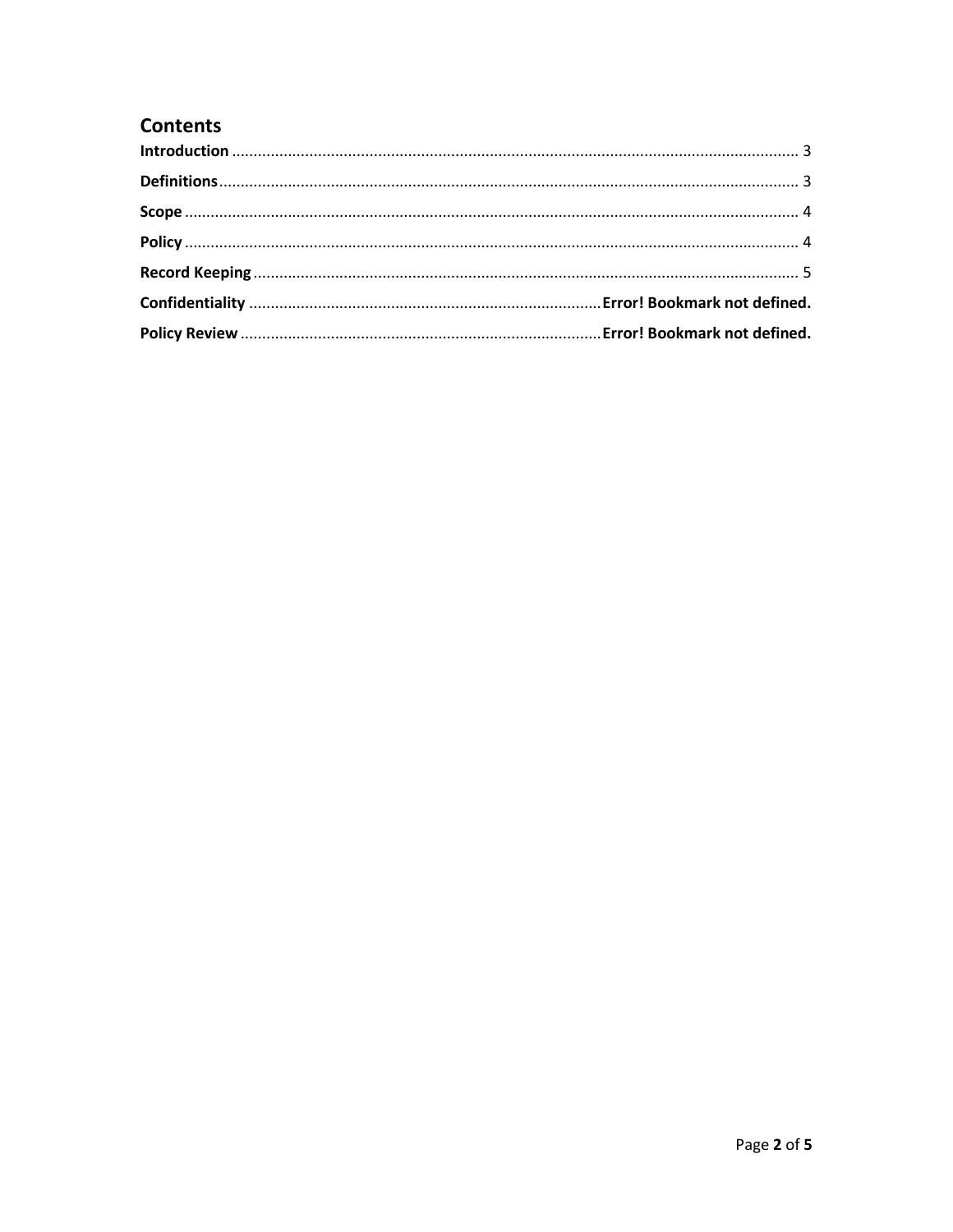# Contents

**Introduction** ........................................................................................................................ 3

**Definitions** ............................................................................................................................ 3

**Scope** .................................................................................................................................... 4

**Policy** .................................................................................................................................... 4

**Record Keeping** .................................................................................................................... 5

**Confidentiality** ..................................................................... **Error! Bookmark not defined.**

**Policy Review** ....................................................................... **Error! Bookmark not defined.**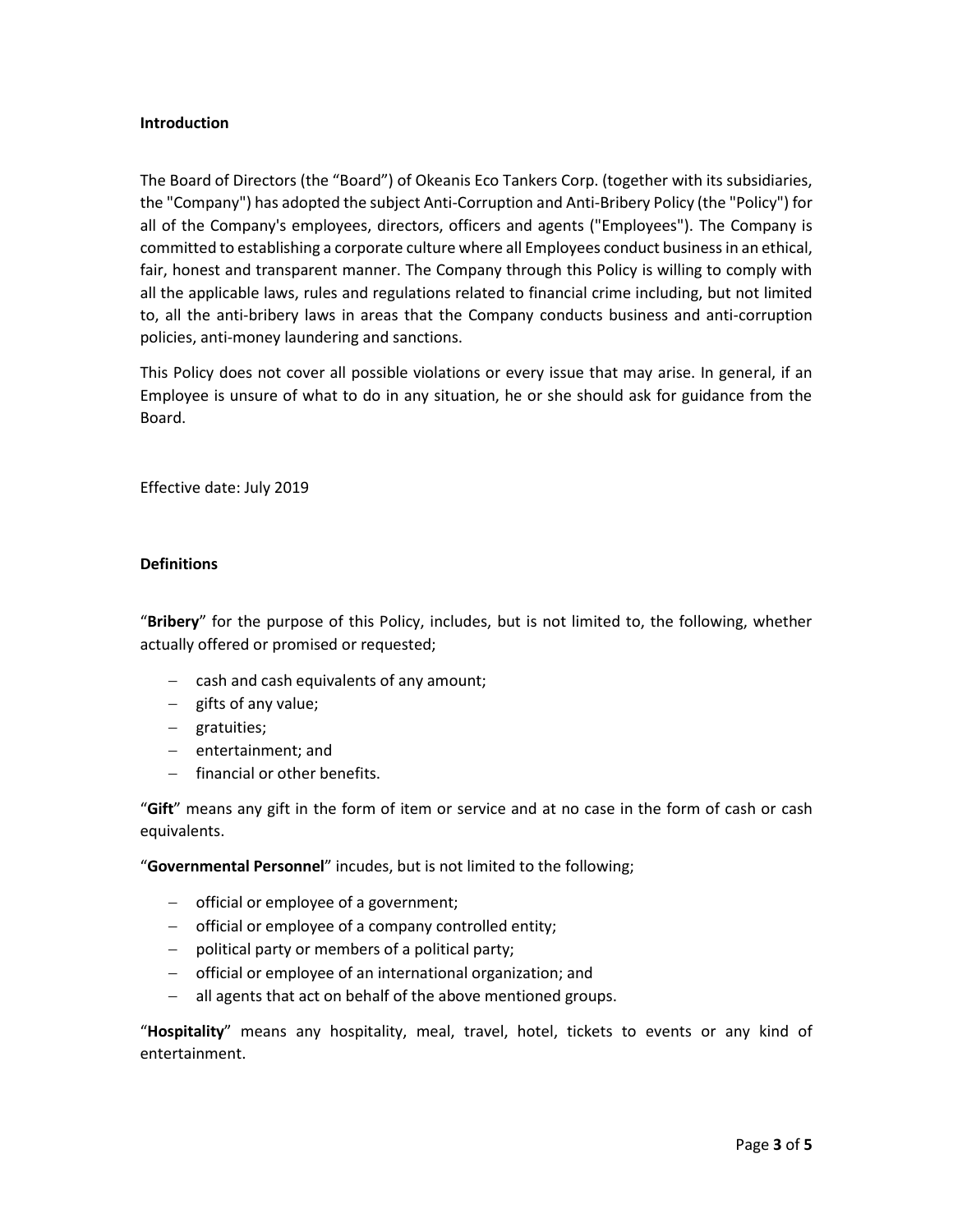**Introduction**

The Board of Directors (the "Board") of Okeanis Eco Tankers Corp. (together with its subsidiaries, the "Company") has adopted the subject Anti-Corruption and Anti-Bribery Policy (the "Policy") for all of the Company's employees, directors, officers and agents ("Employees"). The Company is committed to establishing a corporate culture where all Employees conduct business in an ethical, fair, honest and transparent manner. The Company through this Policy is willing to comply with all the applicable laws, rules and regulations related to financial crime including, but not limited to, all the anti-bribery laws in areas that the Company conducts business and anti-corruption policies, anti-money laundering and sanctions.

This Policy does not cover all possible violations or every issue that may arise. In general, if an Employee is unsure of what to do in any situation, he or she should ask for guidance from the Board.

Effective date: July 2019

**Definitions**

"**Bribery**" for the purpose of this Policy, includes, but is not limited to, the following, whether actually offered or promised or requested;

- cash and cash equivalents of any amount;
- gifts of any value;
- gratuities;
- entertainment; and
- financial or other benefits.

"**Gift**" means any gift in the form of item or service and at no case in the form of cash or cash equivalents.

"**Governmental Personnel**" incudes, but is not limited to the following;

- official or employee of a government;
- official or employee of a company controlled entity;
- political party or members of a political party;
- official or employee of an international organization; and
- all agents that act on behalf of the above mentioned groups.

"**Hospitality**" means any hospitality, meal, travel, hotel, tickets to events or any kind of entertainment.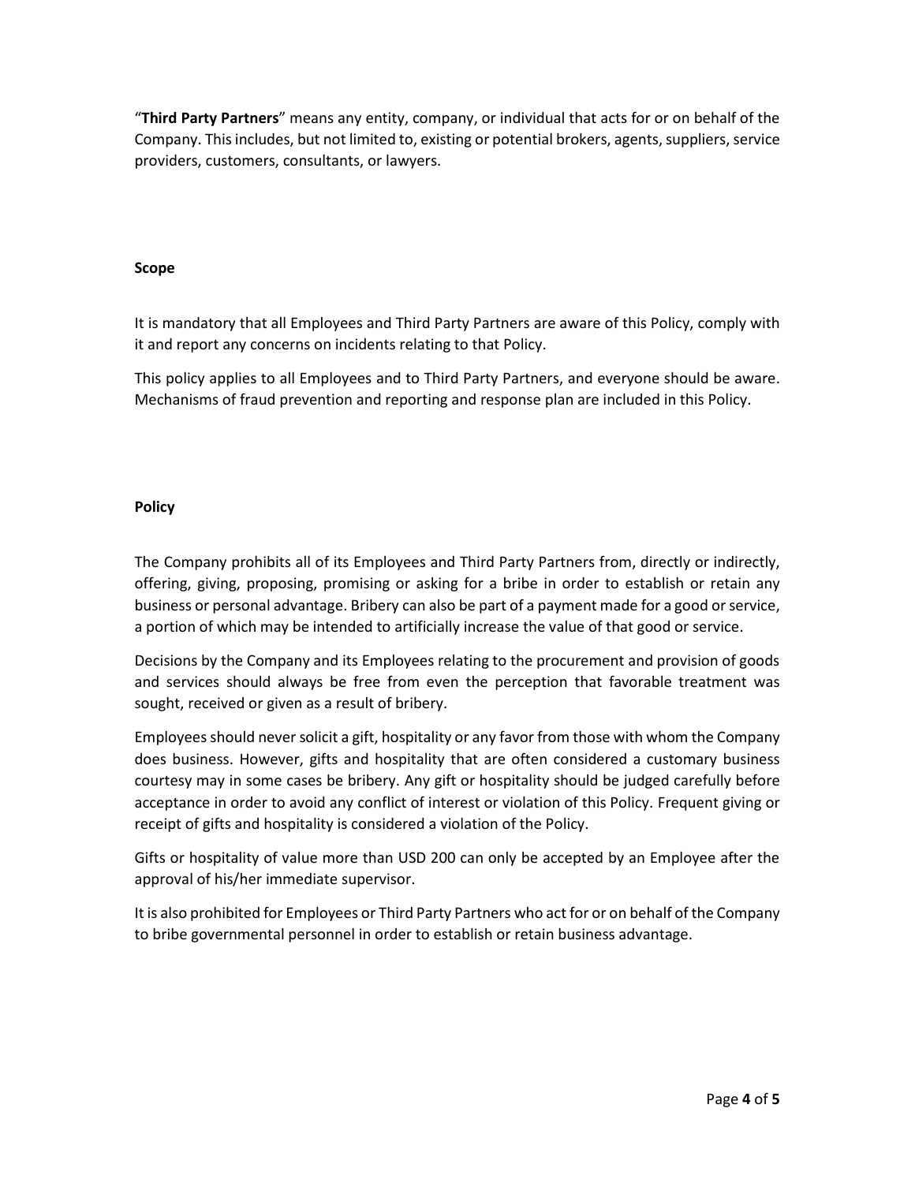"**Third Party Partners**" means any entity, company, or individual that acts for or on behalf of the Company. This includes, but not limited to, existing or potential brokers, agents, suppliers, service providers, customers, consultants, or lawyers.

**Scope**

It is mandatory that all Employees and Third Party Partners are aware of this Policy, comply with it and report any concerns on incidents relating to that Policy.

This policy applies to all Employees and to Third Party Partners, and everyone should be aware. Mechanisms of fraud prevention and reporting and response plan are included in this Policy.

**Policy**

The Company prohibits all of its Employees and Third Party Partners from, directly or indirectly, offering, giving, proposing, promising or asking for a bribe in order to establish or retain any business or personal advantage. Bribery can also be part of a payment made for a good or service, a portion of which may be intended to artificially increase the value of that good or service.

Decisions by the Company and its Employees relating to the procurement and provision of goods and services should always be free from even the perception that favorable treatment was sought, received or given as a result of bribery.

Employees should never solicit a gift, hospitality or any favor from those with whom the Company does business. However, gifts and hospitality that are often considered a customary business courtesy may in some cases be bribery. Any gift or hospitality should be judged carefully before acceptance in order to avoid any conflict of interest or violation of this Policy. Frequent giving or receipt of gifts and hospitality is considered a violation of the Policy.

Gifts or hospitality of value more than USD 200 can only be accepted by an Employee after the approval of his/her immediate supervisor.

It is also prohibited for Employees or Third Party Partners who act for or on behalf of the Company to bribe governmental personnel in order to establish or retain business advantage.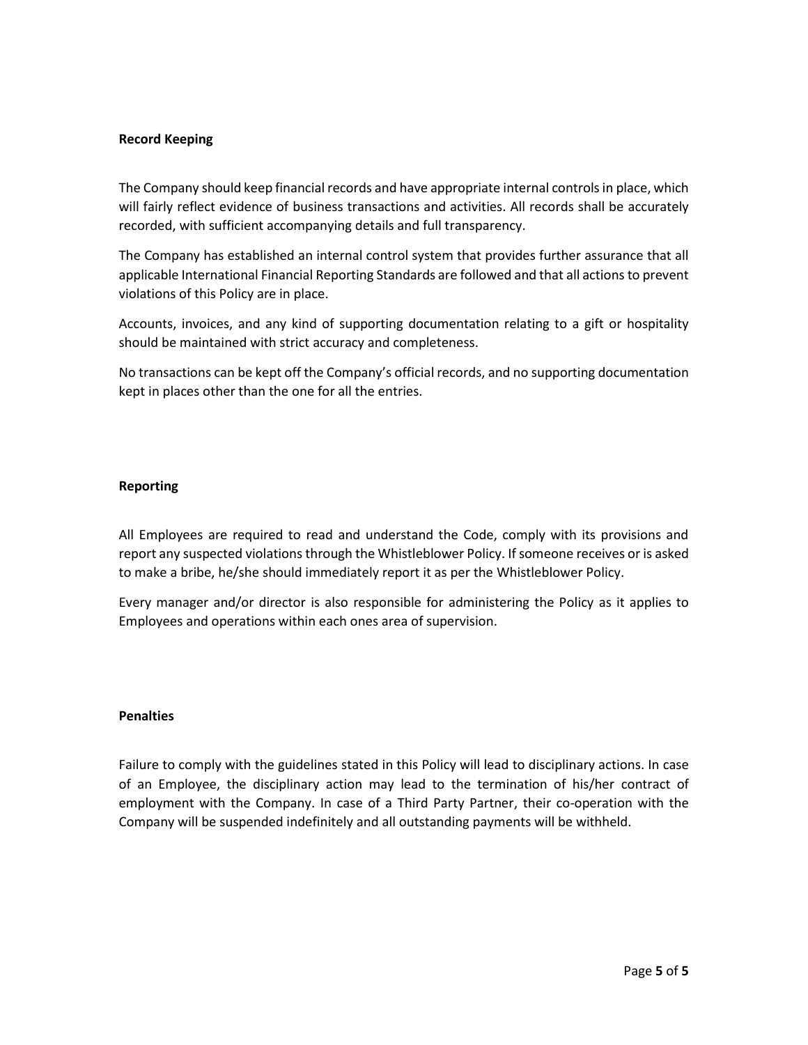**Record Keeping**

The Company should keep financial records and have appropriate internal controls in place, which will fairly reflect evidence of business transactions and activities. All records shall be accurately recorded, with sufficient accompanying details and full transparency.

The Company has established an internal control system that provides further assurance that all applicable International Financial Reporting Standards are followed and that all actions to prevent violations of this Policy are in place.

Accounts, invoices, and any kind of supporting documentation relating to a gift or hospitality should be maintained with strict accuracy and completeness.

No transactions can be kept off the Company's official records, and no supporting documentation kept in places other than the one for all the entries.

**Reporting**

All Employees are required to read and understand the Code, comply with its provisions and report any suspected violations through the Whistleblower Policy. If someone receives or is asked to make a bribe, he/she should immediately report it as per the Whistleblower Policy.

Every manager and/or director is also responsible for administering the Policy as it applies to Employees and operations within each ones area of supervision.

**Penalties**

Failure to comply with the guidelines stated in this Policy will lead to disciplinary actions. In case of an Employee, the disciplinary action may lead to the termination of his/her contract of employment with the Company. In case of a Third Party Partner, their co-operation with the Company will be suspended indefinitely and all outstanding payments will be withheld.